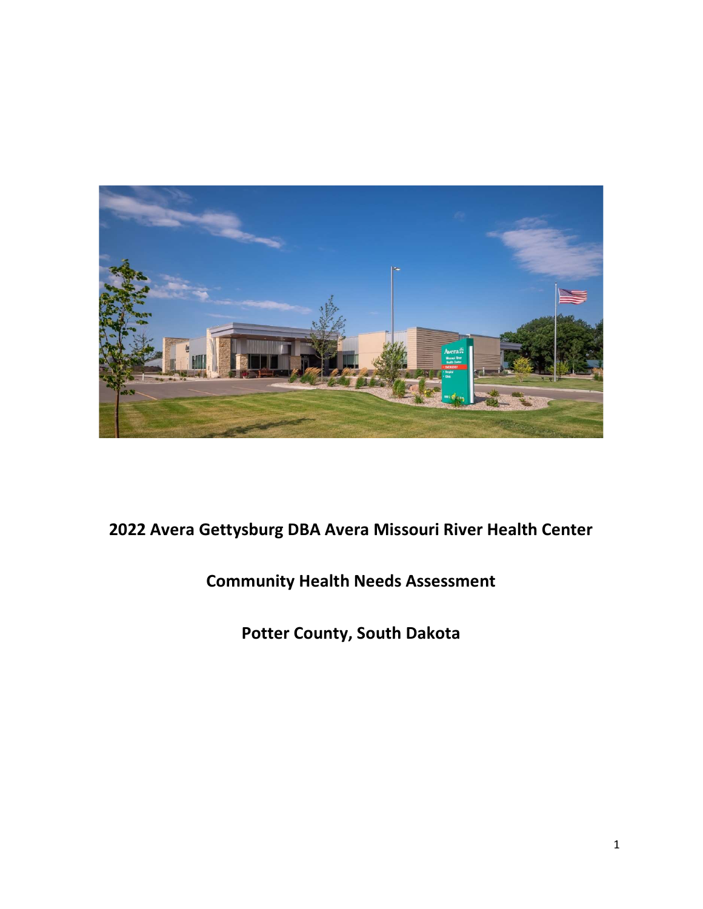# 2022 Avera Gettysburg DBA Avera Missouri River Health Center

# Community Health Needs Assessment

# Potter County, South Dakota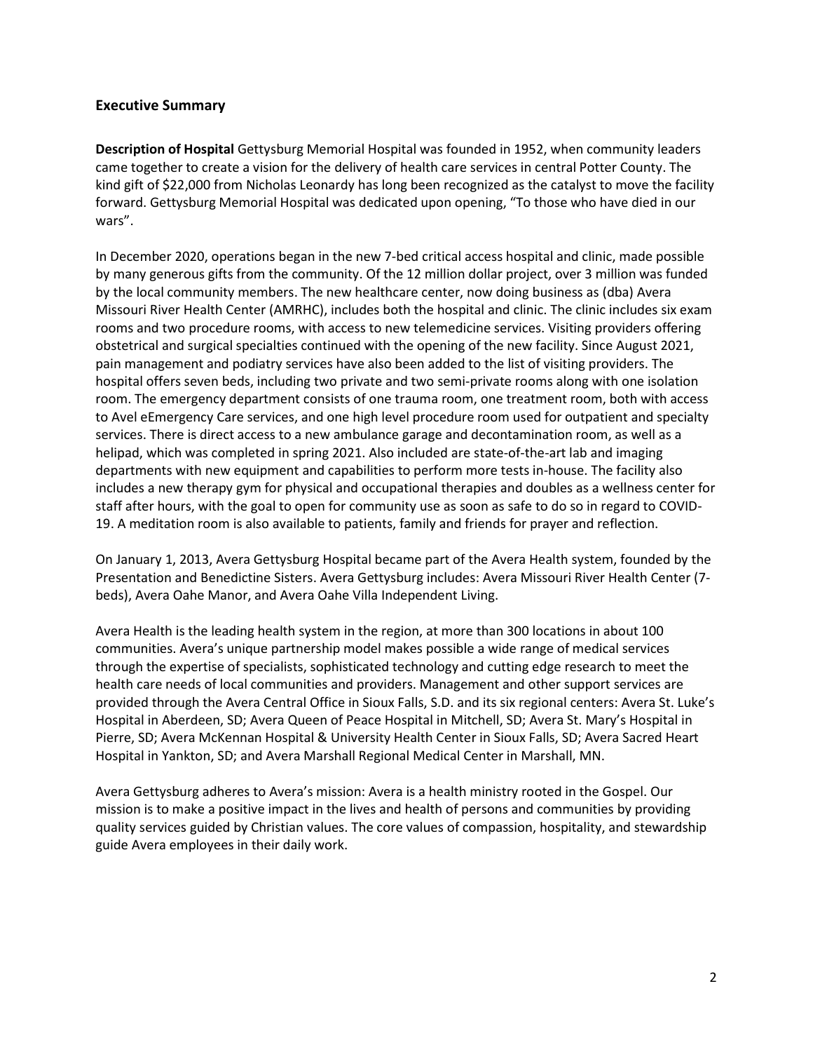## Executive Summary

**Description of Hospital** Gettysburg Memorial Hospital was founded in 1952, when community leaders came together to create a vision for the delivery of health care services in central Potter County. The kind gift of $22,000 from Nicholas Leonardy has long been recognized as the catalyst to move the facility forward. Gettysburg Memorial Hospital was dedicated upon opening, "To those who have died in our wars".

In December 2020, operations began in the new 7-bed critical access hospital and clinic, made possible by many generous gifts from the community. Of the 12 million dollar project, over 3 million was funded by the local community members. The new healthcare center, now doing business as (dba) Avera Missouri River Health Center (AMRHC), includes both the hospital and clinic. The clinic includes six exam rooms and two procedure rooms, with access to new telemedicine services. Visiting providers offering obstetrical and surgical specialties continued with the opening of the new facility. Since August 2021, pain management and podiatry services have also been added to the list of visiting providers. The hospital offers seven beds, including two private and two semi-private rooms along with one isolation room. The emergency department consists of one trauma room, one treatment room, both with access to Avel eEmergency Care services, and one high level procedure room used for outpatient and specialty services. There is direct access to a new ambulance garage and decontamination room, as well as a helipad, which was completed in spring 2021. Also included are state-of-the-art lab and imaging departments with new equipment and capabilities to perform more tests in-house. The facility also includes a new therapy gym for physical and occupational therapies and doubles as a wellness center for staff after hours, with the goal to open for community use as soon as safe to do so in regard to COVID-19. A meditation room is also available to patients, family and friends for prayer and reflection.

On January 1, 2013, Avera Gettysburg Hospital became part of the Avera Health system, founded by the Presentation and Benedictine Sisters. Avera Gettysburg includes: Avera Missouri River Health Center (7-beds), Avera Oahe Manor, and Avera Oahe Villa Independent Living.

Avera Health is the leading health system in the region, at more than 300 locations in about 100 communities. Avera's unique partnership model makes possible a wide range of medical services through the expertise of specialists, sophisticated technology and cutting edge research to meet the health care needs of local communities and providers. Management and other support services are provided through the Avera Central Office in Sioux Falls, S.D. and its six regional centers: Avera St. Luke's Hospital in Aberdeen, SD; Avera Queen of Peace Hospital in Mitchell, SD; Avera St. Mary's Hospital in Pierre, SD; Avera McKennan Hospital & University Health Center in Sioux Falls, SD; Avera Sacred Heart Hospital in Yankton, SD; and Avera Marshall Regional Medical Center in Marshall, MN.

Avera Gettysburg adheres to Avera's mission: Avera is a health ministry rooted in the Gospel. Our mission is to make a positive impact in the lives and health of persons and communities by providing quality services guided by Christian values. The core values of compassion, hospitality, and stewardship guide Avera employees in their daily work.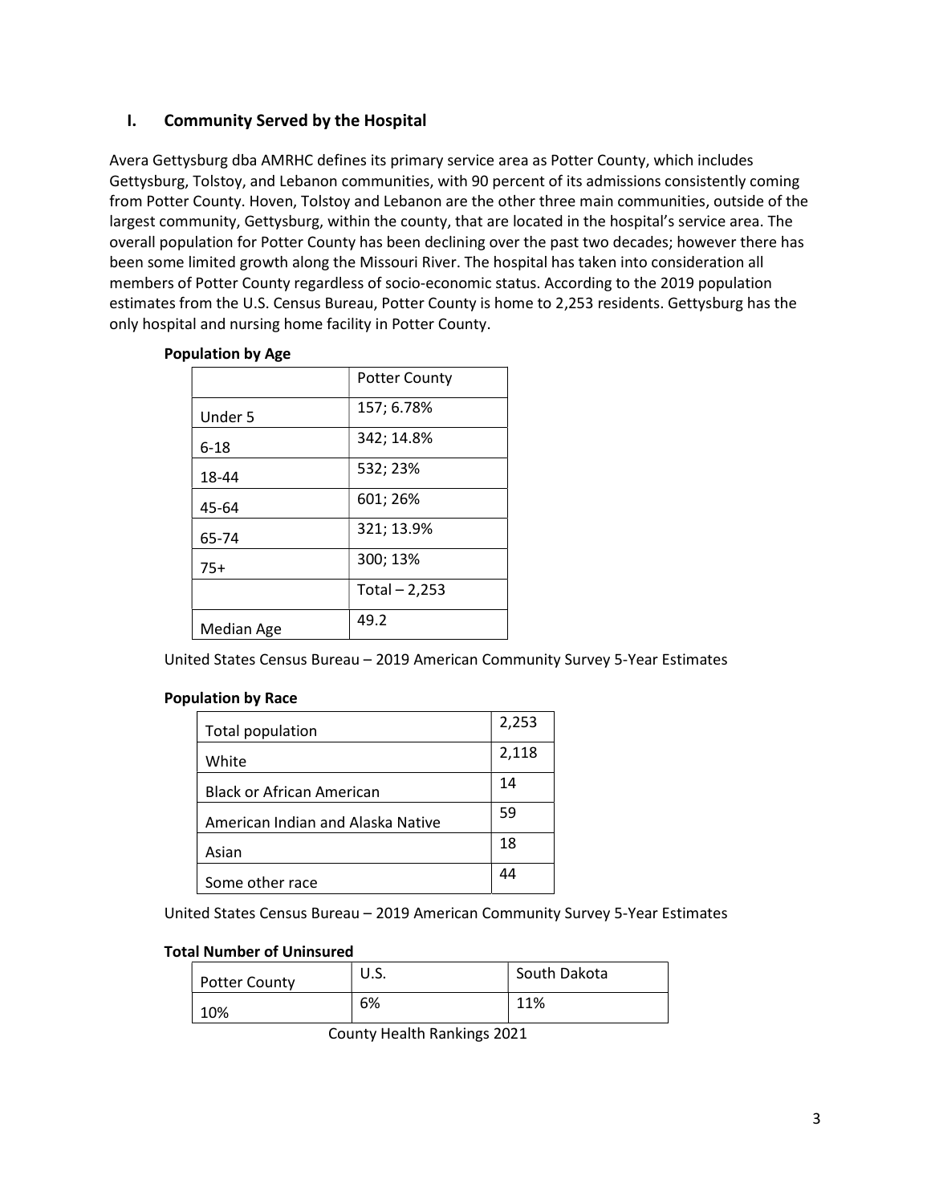## I. Community Served by the Hospital

Avera Gettysburg dba AMRHC defines its primary service area as Potter County, which includes Gettysburg, Tolstoy, and Lebanon communities, with 90 percent of its admissions consistently coming from Potter County. Hoven, Tolstoy and Lebanon are the other three main communities, outside of the largest community, Gettysburg, within the county, that are located in the hospital's service area. The overall population for Potter County has been declining over the past two decades; however there has been some limited growth along the Missouri River. The hospital has taken into consideration all members of Potter County regardless of socio-economic status. According to the 2019 population estimates from the U.S. Census Bureau, Potter County is home to 2,253 residents. Gettysburg has the only hospital and nursing home facility in Potter County.

**Population by Age**

| | Potter County |
|---|---|
| Under 5 | 157; 6.78% |
| 6-18 | 342; 14.8% |
| 18-44 | 532; 23% |
| 45-64 | 601; 26% |
| 65-74 | 321; 13.9% |
| 75+ | 300; 13% |
| | Total – 2,253 |
| Median Age | 49.2 |

United States Census Bureau – 2019 American Community Survey 5-Year Estimates

**Population by Race**

| Total population | 2,253 |
|---|---|
| White | 2,118 |
| Black or African American | 14 |
| American Indian and Alaska Native | 59 |
| Asian | 18 |
| Some other race | 44 |

United States Census Bureau – 2019 American Community Survey 5-Year Estimates

**Total Number of Uninsured**

| Potter County | U.S. | South Dakota |
|---|---|---|
| 10% | 6% | 11% |

County Health Rankings 2021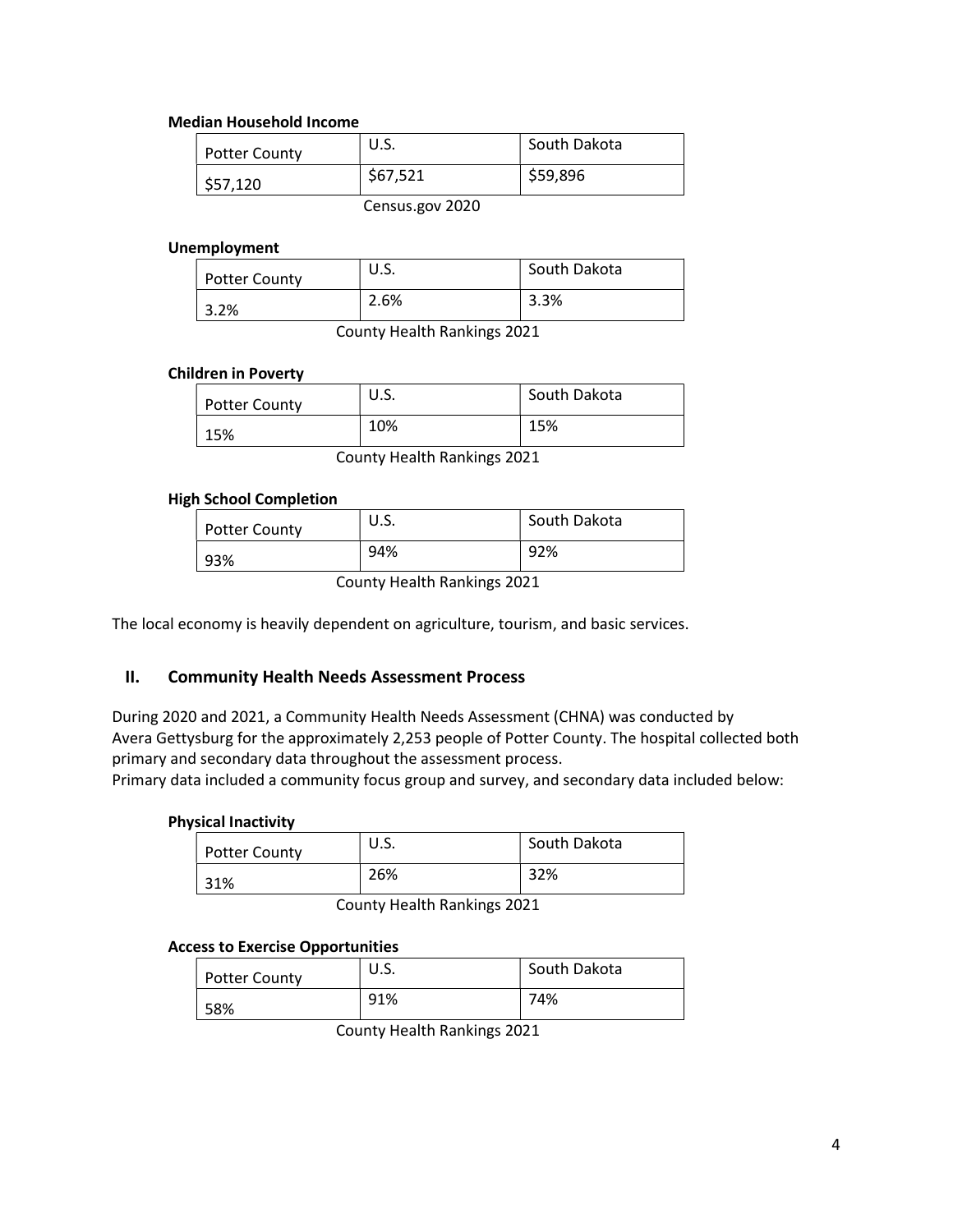**Median Household Income**

| Potter County | U.S. | South Dakota |
|---|---|---|
| $57,120 | $67,521 | $59,896 |

Census.gov 2020

**Unemployment**

| Potter County | U.S. | South Dakota |
|---|---|---|
| 3.2% | 2.6% | 3.3% |

County Health Rankings 2021

**Children in Poverty**

| Potter County | U.S. | South Dakota |
|---|---|---|
| 15% | 10% | 15% |

County Health Rankings 2021

**High School Completion**

| Potter County | U.S. | South Dakota |
|---|---|---|
| 93% | 94% | 92% |

County Health Rankings 2021

The local economy is heavily dependent on agriculture, tourism, and basic services.

## II. Community Health Needs Assessment Process

During 2020 and 2021, a Community Health Needs Assessment (CHNA) was conducted by Avera Gettysburg for the approximately 2,253 people of Potter County. The hospital collected both primary and secondary data throughout the assessment process.
Primary data included a community focus group and survey, and secondary data included below:

**Physical Inactivity**

| Potter County | U.S. | South Dakota |
|---|---|---|
| 31% | 26% | 32% |

County Health Rankings 2021

**Access to Exercise Opportunities**

| Potter County | U.S. | South Dakota |
|---|---|---|
| 58% | 91% | 74% |

County Health Rankings 2021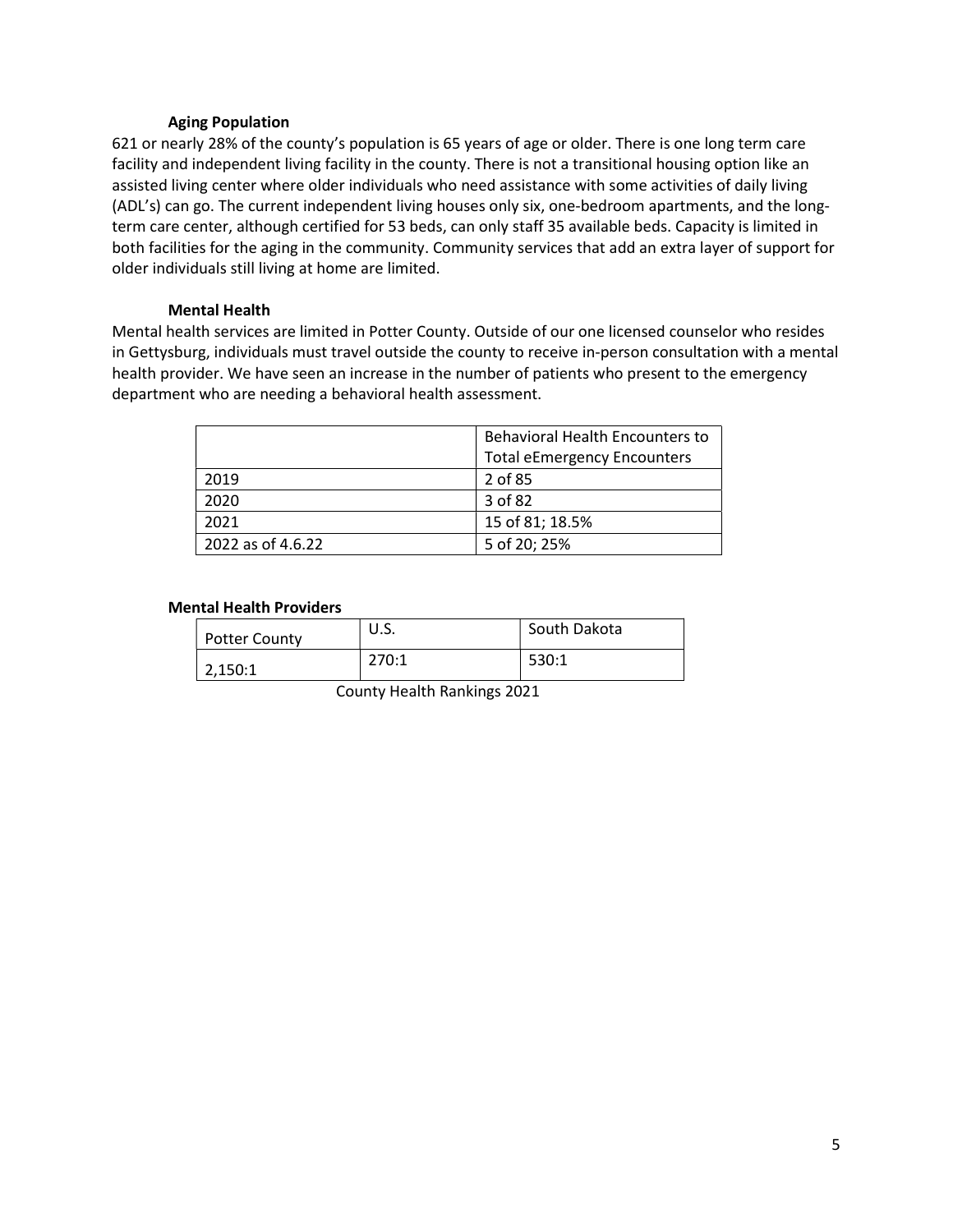### Aging Population

621 or nearly 28% of the county's population is 65 years of age or older. There is one long term care facility and independent living facility in the county. There is not a transitional housing option like an assisted living center where older individuals who need assistance with some activities of daily living (ADL's) can go. The current independent living houses only six, one-bedroom apartments, and the long-term care center, although certified for 53 beds, can only staff 35 available beds. Capacity is limited in both facilities for the aging in the community. Community services that add an extra layer of support for older individuals still living at home are limited.

### Mental Health

Mental health services are limited in Potter County. Outside of our one licensed counselor who resides in Gettysburg, individuals must travel outside the county to receive in-person consultation with a mental health provider. We have seen an increase in the number of patients who present to the emergency department who are needing a behavioral health assessment.

| | Behavioral Health Encounters to Total eEmergency Encounters |
|---|---|
| 2019 | 2 of 85 |
| 2020 | 3 of 82 |
| 2021 | 15 of 81; 18.5% |
| 2022 as of 4.6.22 | 5 of 20; 25% |

**Mental Health Providers**

| Potter County | U.S. | South Dakota |
|---|---|---|
| 2,150:1 | 270:1 | 530:1 |

County Health Rankings 2021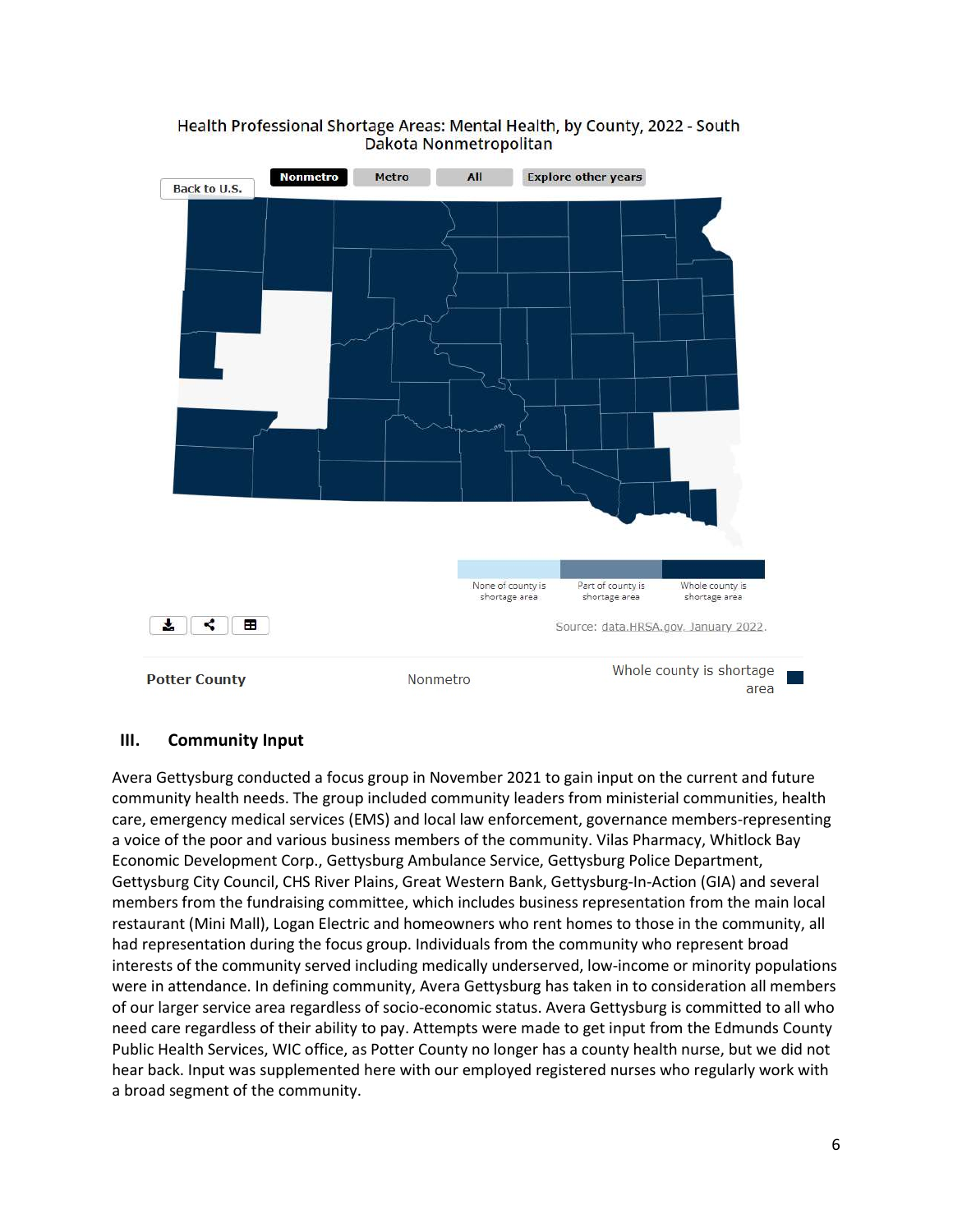Health Professional Shortage Areas: Mental Health, by County, 2022 - South Dakota Nonmetropolitan

Nonmetro | Metro | All | Explore other years

Back to U.S.

None of county is shortage area | Part of county is shortage area | Whole county is shortage area

Source: data.HRSA.gov, January 2022.

| Potter County | Nonmetro | Whole county is shortage area |
|---|---|---|

## III. Community Input

Avera Gettysburg conducted a focus group in November 2021 to gain input on the current and future community health needs. The group included community leaders from ministerial communities, health care, emergency medical services (EMS) and local law enforcement, governance members-representing a voice of the poor and various business members of the community. Vilas Pharmacy, Whitlock Bay Economic Development Corp., Gettysburg Ambulance Service, Gettysburg Police Department, Gettysburg City Council, CHS River Plains, Great Western Bank, Gettysburg-In-Action (GIA) and several members from the fundraising committee, which includes business representation from the main local restaurant (Mini Mall), Logan Electric and homeowners who rent homes to those in the community, all had representation during the focus group. Individuals from the community who represent broad interests of the community served including medically underserved, low-income or minority populations were in attendance. In defining community, Avera Gettysburg has taken in to consideration all members of our larger service area regardless of socio-economic status. Avera Gettysburg is committed to all who need care regardless of their ability to pay. Attempts were made to get input from the Edmunds County Public Health Services, WIC office, as Potter County no longer has a county health nurse, but we did not hear back. Input was supplemented here with our employed registered nurses who regularly work with a broad segment of the community.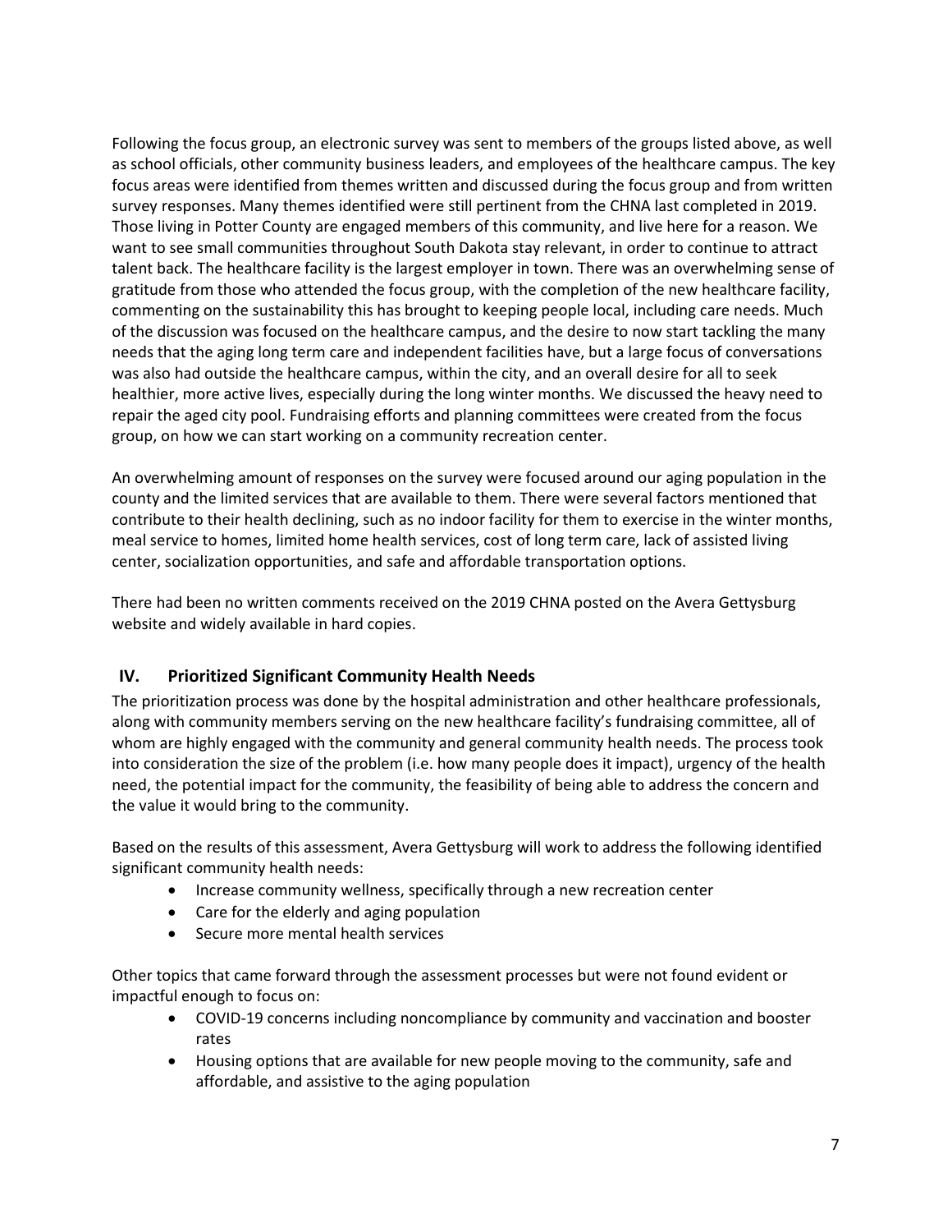Following the focus group, an electronic survey was sent to members of the groups listed above, as well as school officials, other community business leaders, and employees of the healthcare campus. The key focus areas were identified from themes written and discussed during the focus group and from written survey responses. Many themes identified were still pertinent from the CHNA last completed in 2019. Those living in Potter County are engaged members of this community, and live here for a reason. We want to see small communities throughout South Dakota stay relevant, in order to continue to attract talent back. The healthcare facility is the largest employer in town. There was an overwhelming sense of gratitude from those who attended the focus group, with the completion of the new healthcare facility, commenting on the sustainability this has brought to keeping people local, including care needs. Much of the discussion was focused on the healthcare campus, and the desire to now start tackling the many needs that the aging long term care and independent facilities have, but a large focus of conversations was also had outside the healthcare campus, within the city, and an overall desire for all to seek healthier, more active lives, especially during the long winter months. We discussed the heavy need to repair the aged city pool. Fundraising efforts and planning committees were created from the focus group, on how we can start working on a community recreation center.

An overwhelming amount of responses on the survey were focused around our aging population in the county and the limited services that are available to them. There were several factors mentioned that contribute to their health declining, such as no indoor facility for them to exercise in the winter months, meal service to homes, limited home health services, cost of long term care, lack of assisted living center, socialization opportunities, and safe and affordable transportation options.

There had been no written comments received on the 2019 CHNA posted on the Avera Gettysburg website and widely available in hard copies.

## IV. Prioritized Significant Community Health Needs

The prioritization process was done by the hospital administration and other healthcare professionals, along with community members serving on the new healthcare facility's fundraising committee, all of whom are highly engaged with the community and general community health needs. The process took into consideration the size of the problem (i.e. how many people does it impact), urgency of the health need, the potential impact for the community, the feasibility of being able to address the concern and the value it would bring to the community.

Based on the results of this assessment, Avera Gettysburg will work to address the following identified significant community health needs:

- Increase community wellness, specifically through a new recreation center
- Care for the elderly and aging population
- Secure more mental health services

Other topics that came forward through the assessment processes but were not found evident or impactful enough to focus on:

- COVID-19 concerns including noncompliance by community and vaccination and booster rates
- Housing options that are available for new people moving to the community, safe and affordable, and assistive to the aging population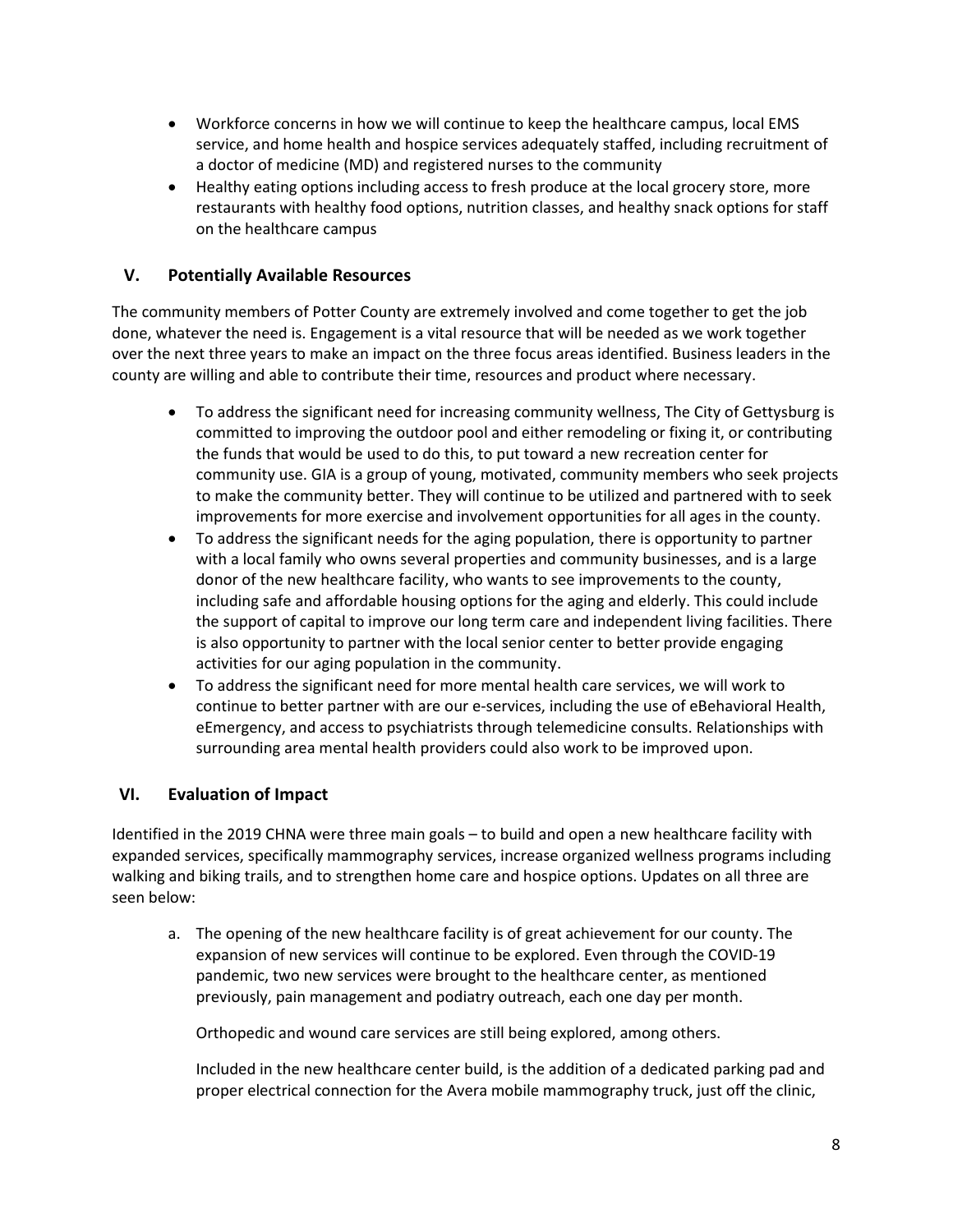- Workforce concerns in how we will continue to keep the healthcare campus, local EMS service, and home health and hospice services adequately staffed, including recruitment of a doctor of medicine (MD) and registered nurses to the community
- Healthy eating options including access to fresh produce at the local grocery store, more restaurants with healthy food options, nutrition classes, and healthy snack options for staff on the healthcare campus

## V. Potentially Available Resources

The community members of Potter County are extremely involved and come together to get the job done, whatever the need is. Engagement is a vital resource that will be needed as we work together over the next three years to make an impact on the three focus areas identified. Business leaders in the county are willing and able to contribute their time, resources and product where necessary.

- To address the significant need for increasing community wellness, The City of Gettysburg is committed to improving the outdoor pool and either remodeling or fixing it, or contributing the funds that would be used to do this, to put toward a new recreation center for community use. GIA is a group of young, motivated, community members who seek projects to make the community better. They will continue to be utilized and partnered with to seek improvements for more exercise and involvement opportunities for all ages in the county.
- To address the significant needs for the aging population, there is opportunity to partner with a local family who owns several properties and community businesses, and is a large donor of the new healthcare facility, who wants to see improvements to the county, including safe and affordable housing options for the aging and elderly. This could include the support of capital to improve our long term care and independent living facilities. There is also opportunity to partner with the local senior center to better provide engaging activities for our aging population in the community.
- To address the significant need for more mental health care services, we will work to continue to better partner with are our e-services, including the use of eBehavioral Health, eEmergency, and access to psychiatrists through telemedicine consults. Relationships with surrounding area mental health providers could also work to be improved upon.

## VI. Evaluation of Impact

Identified in the 2019 CHNA were three main goals – to build and open a new healthcare facility with expanded services, specifically mammography services, increase organized wellness programs including walking and biking trails, and to strengthen home care and hospice options. Updates on all three are seen below:

a. The opening of the new healthcare facility is of great achievement for our county. The expansion of new services will continue to be explored. Even through the COVID-19 pandemic, two new services were brought to the healthcare center, as mentioned previously, pain management and podiatry outreach, each one day per month.

   Orthopedic and wound care services are still being explored, among others.

   Included in the new healthcare center build, is the addition of a dedicated parking pad and proper electrical connection for the Avera mobile mammography truck, just off the clinic,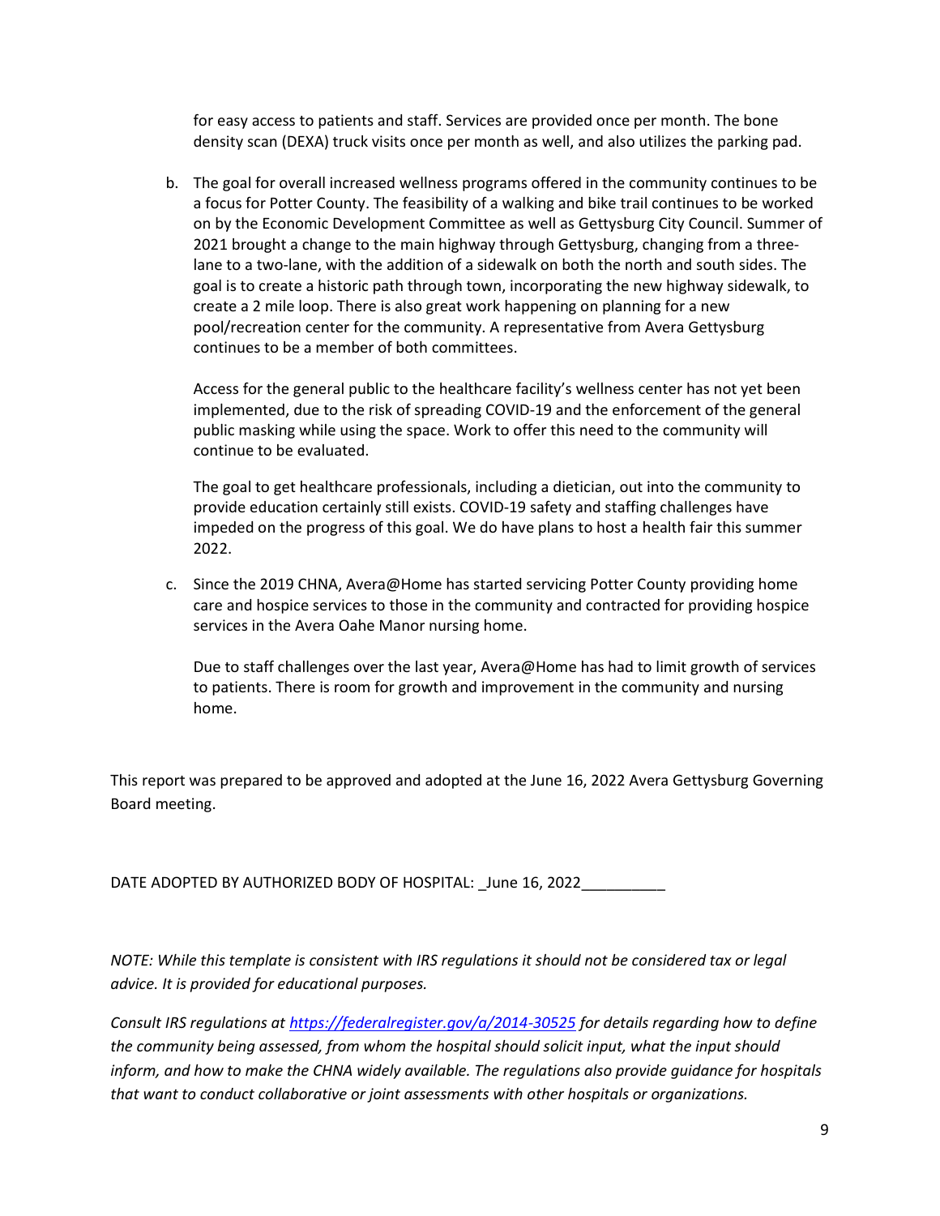for easy access to patients and staff. Services are provided once per month. The bone density scan (DEXA) truck visits once per month as well, and also utilizes the parking pad.

b. The goal for overall increased wellness programs offered in the community continues to be a focus for Potter County. The feasibility of a walking and bike trail continues to be worked on by the Economic Development Committee as well as Gettysburg City Council. Summer of 2021 brought a change to the main highway through Gettysburg, changing from a three-lane to a two-lane, with the addition of a sidewalk on both the north and south sides. The goal is to create a historic path through town, incorporating the new highway sidewalk, to create a 2 mile loop. There is also great work happening on planning for a new pool/recreation center for the community. A representative from Avera Gettysburg continues to be a member of both committees.

   Access for the general public to the healthcare facility's wellness center has not yet been implemented, due to the risk of spreading COVID-19 and the enforcement of the general public masking while using the space. Work to offer this need to the community will continue to be evaluated.

   The goal to get healthcare professionals, including a dietician, out into the community to provide education certainly still exists. COVID-19 safety and staffing challenges have impeded on the progress of this goal. We do have plans to host a health fair this summer 2022.

c. Since the 2019 CHNA, Avera@Home has started servicing Potter County providing home care and hospice services to those in the community and contracted for providing hospice services in the Avera Oahe Manor nursing home.

   Due to staff challenges over the last year, Avera@Home has had to limit growth of services to patients. There is room for growth and improvement in the community and nursing home.

This report was prepared to be approved and adopted at the June 16, 2022 Avera Gettysburg Governing Board meeting.

DATE ADOPTED BY AUTHORIZED BODY OF HOSPITAL: _June 16, 2022__________

*NOTE: While this template is consistent with IRS regulations it should not be considered tax or legal advice. It is provided for educational purposes.*

*Consult IRS regulations at [https://federalregister.gov/a/2014-30525](https://federalregister.gov/a/2014-30525) for details regarding how to define the community being assessed, from whom the hospital should solicit input, what the input should inform, and how to make the CHNA widely available. The regulations also provide guidance for hospitals that want to conduct collaborative or joint assessments with other hospitals or organizations.*